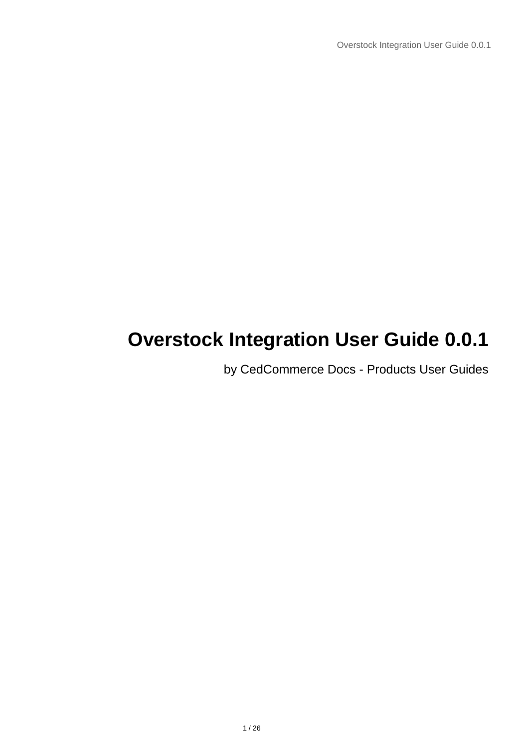# Overstock Integration User Guide 0.0.1

by CedCommerce Docs - Products User Guides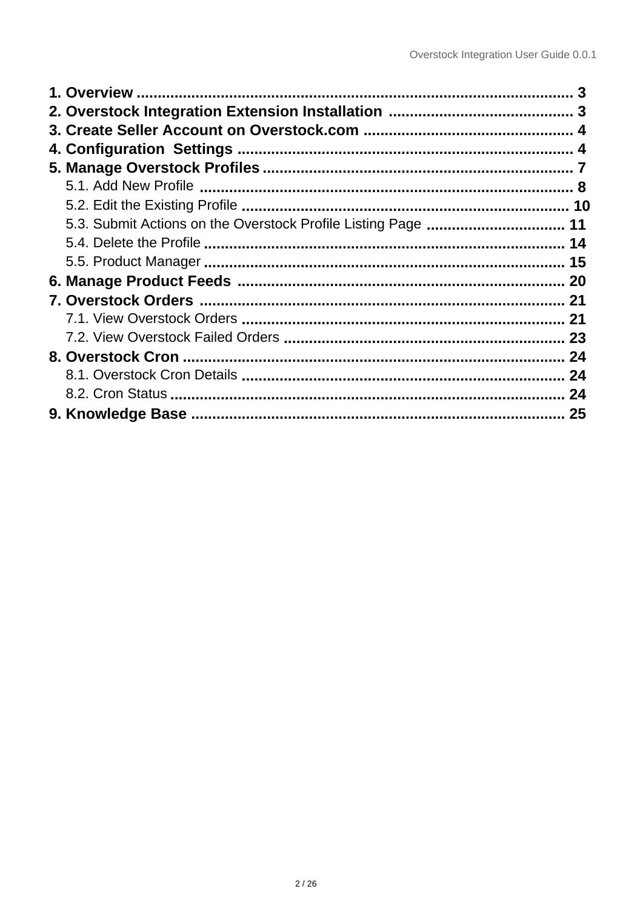1. Overview .................................................................................................... 3
2. Overstock Integration Extension Installation ........................................... 3
3. Create Seller Account on Overstock.com ................................................. 4
4. Configuration  Settings ............................................................................. 4
5. Manage Overstock Profiles ........................................................................ 7
    5.1. Add New Profile ...................................................................................... 8
    5.2. Edit the Existing Profile ............................................................................ 10
    5.3. Submit Actions on the Overstock Profile Listing Page ................................ 11
    5.4. Delete the Profile .................................................................................... 14
    5.5. Product Manager .................................................................................... 15
6. Manage Product Feeds ............................................................................ 20
7. Overstock Orders ..................................................................................... 21
    7.1. View Overstock Orders ........................................................................... 21
    7.2. View Overstock Failed Orders ................................................................. 23
8. Overstock Cron ........................................................................................ 24
    8.1. Overstock Cron Details ........................................................................... 24
    8.2. Cron Status ............................................................................................ 24
9. Knowledge Base ...................................................................................... 25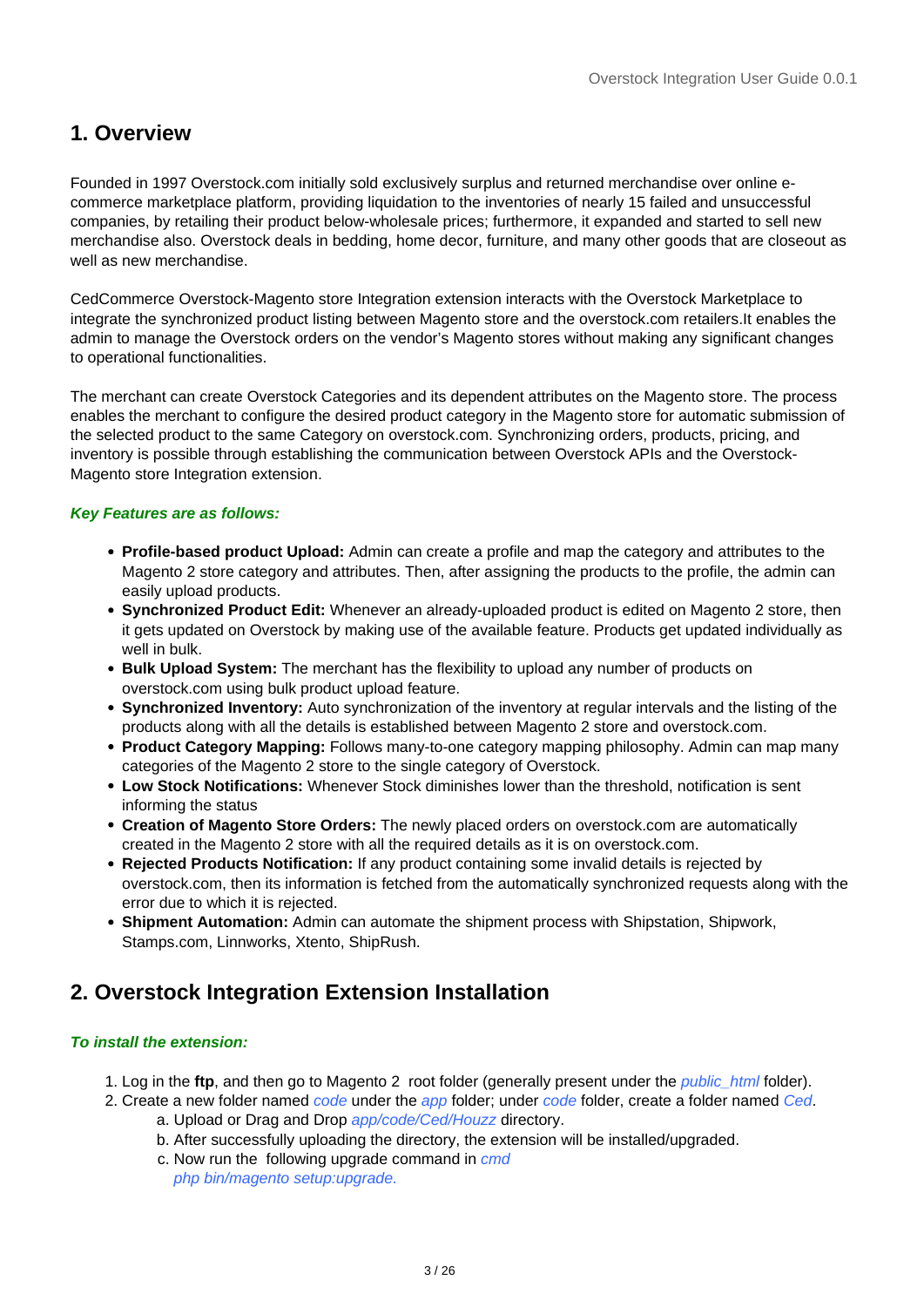## 1. Overview

Founded in 1997 Overstock.com initially sold exclusively surplus and returned merchandise over online e-commerce marketplace platform, providing liquidation to the inventories of nearly 15 failed and unsuccessful companies, by retailing their product below-wholesale prices; furthermore, it expanded and started to sell new merchandise also. Overstock deals in bedding, home decor, furniture, and many other goods that are closeout as well as new merchandise.

CedCommerce Overstock-Magento store Integration extension interacts with the Overstock Marketplace to integrate the synchronized product listing between Magento store and the overstock.com retailers.It enables the admin to manage the Overstock orders on the vendor's Magento stores without making any significant changes to operational functionalities.

The merchant can create Overstock Categories and its dependent attributes on the Magento store. The process enables the merchant to configure the desired product category in the Magento store for automatic submission of the selected product to the same Category on overstock.com. Synchronizing orders, products, pricing, and inventory is possible through establishing the communication between Overstock APIs and the Overstock-Magento store Integration extension.

***Key Features are as follows:***

- **Profile-based product Upload:** Admin can create a profile and map the category and attributes to the Magento 2 store category and attributes. Then, after assigning the products to the profile, the admin can easily upload products.
- **Synchronized Product Edit:** Whenever an already-uploaded product is edited on Magento 2 store, then it gets updated on Overstock by making use of the available feature. Products get updated individually as well in bulk.
- **Bulk Upload System:** The merchant has the flexibility to upload any number of products on overstock.com using bulk product upload feature.
- **Synchronized Inventory:** Auto synchronization of the inventory at regular intervals and the listing of the products along with all the details is established between Magento 2 store and overstock.com.
- **Product Category Mapping:** Follows many-to-one category mapping philosophy. Admin can map many categories of the Magento 2 store to the single category of Overstock.
- **Low Stock Notifications:** Whenever Stock diminishes lower than the threshold, notification is sent informing the status
- **Creation of Magento Store Orders:** The newly placed orders on overstock.com are automatically created in the Magento 2 store with all the required details as it is on overstock.com.
- **Rejected Products Notification:** If any product containing some invalid details is rejected by overstock.com, then its information is fetched from the automatically synchronized requests along with the error due to which it is rejected.
- **Shipment Automation:** Admin can automate the shipment process with Shipstation, Shipwork, Stamps.com, Linnworks, Xtento, ShipRush.

## 2. Overstock Integration Extension Installation

***To install the extension:***

1. Log in the **ftp**, and then go to Magento 2 root folder (generally present under the *public_html* folder).
2. Create a new folder named *code* under the *app* folder; under *code* folder, create a folder named *Ced*.
    a. Upload or Drag and Drop *app/code/Ced/Houzz* directory.
    b. After successfully uploading the directory, the extension will be installed/upgraded.
    c. Now run the following upgrade command in *cmd*
    *php bin/magento setup:upgrade.*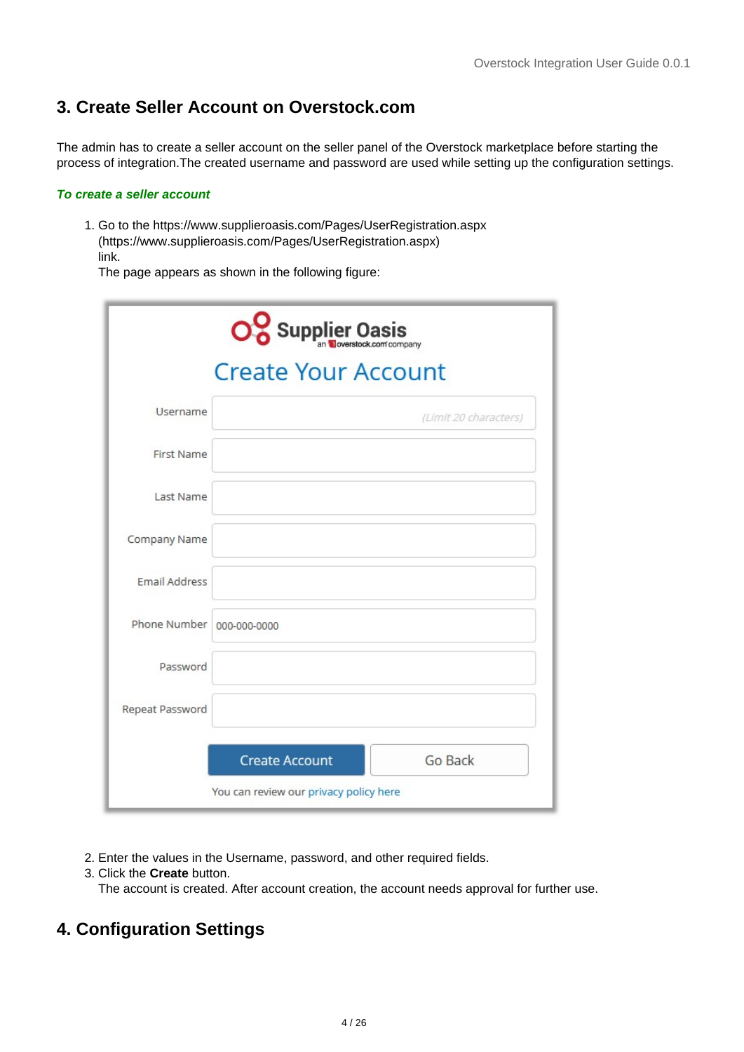## 3. Create Seller Account on Overstock.com

The admin has to create a seller account on the seller panel of the Overstock marketplace before starting the process of integration.The created username and password are used while setting up the configuration settings.

***To create a seller account***

1. Go to the https://www.supplieroasis.com/Pages/UserRegistration.aspx (https://www.supplieroasis.com/Pages/UserRegistration.aspx) link.
   The page appears as shown in the following figure:

2. Enter the values in the Username, password, and other required fields.
3. Click the **Create** button.
   The account is created. After account creation, the account needs approval for further use.

## 4. Configuration Settings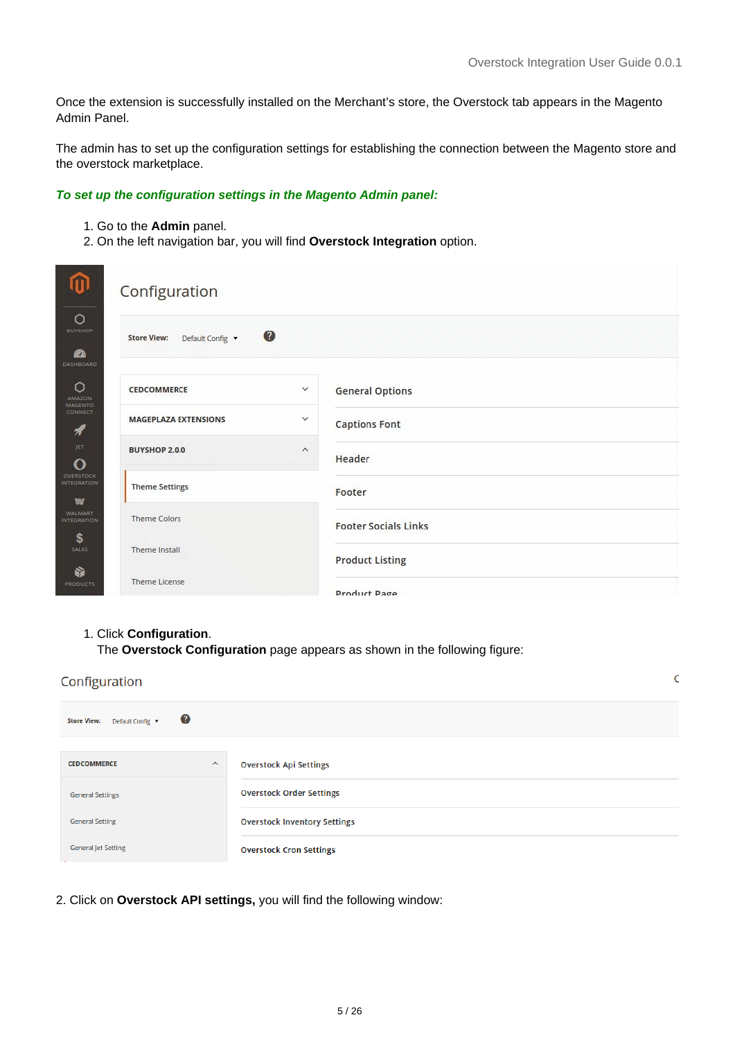Once the extension is successfully installed on the Merchant's store, the Overstock tab appears in the Magento Admin Panel.

The admin has to set up the configuration settings for establishing the connection between the Magento store and the overstock marketplace.

***To set up the configuration settings in the Magento Admin panel:***

1. Go to the **Admin** panel.
2. On the left navigation bar, you will find **Overstock Integration** option.

1. Click **Configuration**.
   The **Overstock Configuration** page appears as shown in the following figure:

2. Click on **Overstock API settings,** you will find the following window: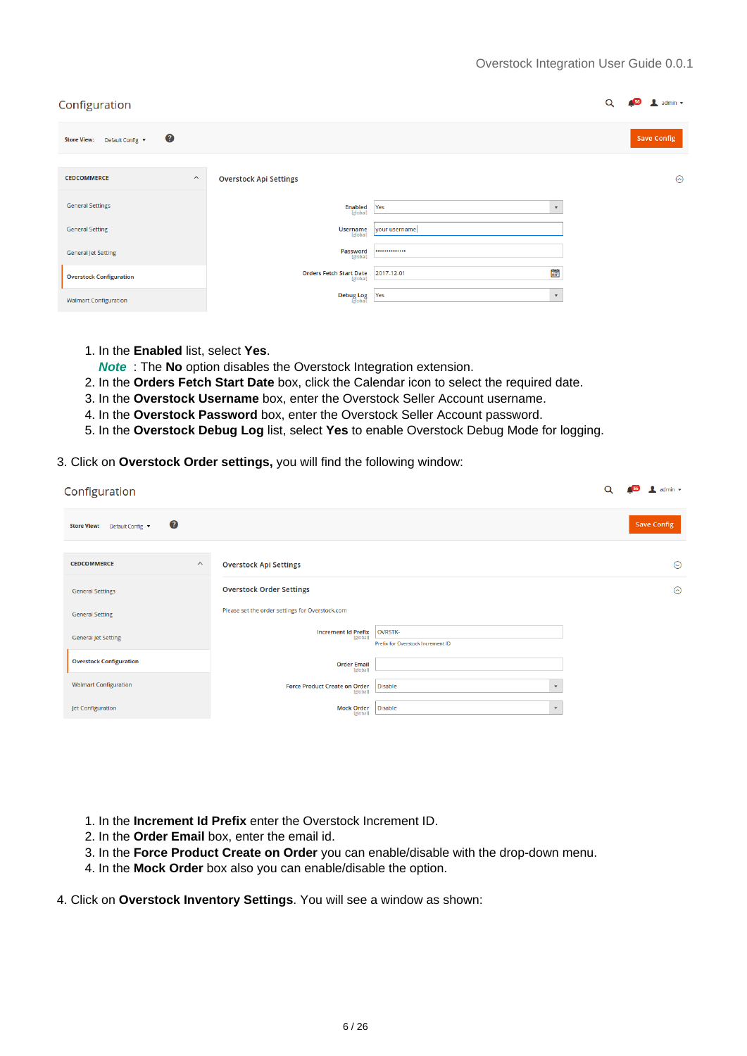1. In the **Enabled** list, select **Yes**.
   ***Note*** : The **No** option disables the Overstock Integration extension.
2. In the **Orders Fetch Start Date** box, click the Calendar icon to select the required date.
3. In the **Overstock Username** box, enter the Overstock Seller Account username.
4. In the **Overstock Password** box, enter the Overstock Seller Account password.
5. In the **Overstock Debug Log** list, select **Yes** to enable Overstock Debug Mode for logging.

3. Click on **Overstock Order settings,** you will find the following window:

1. In the **Increment Id Prefix** enter the Overstock Increment ID.
2. In the **Order Email** box, enter the email id.
3. In the **Force Product Create on Order** you can enable/disable with the drop-down menu.
4. In the **Mock Order** box also you can enable/disable the option.

4. Click on **Overstock Inventory Settings**. You will see a window as shown: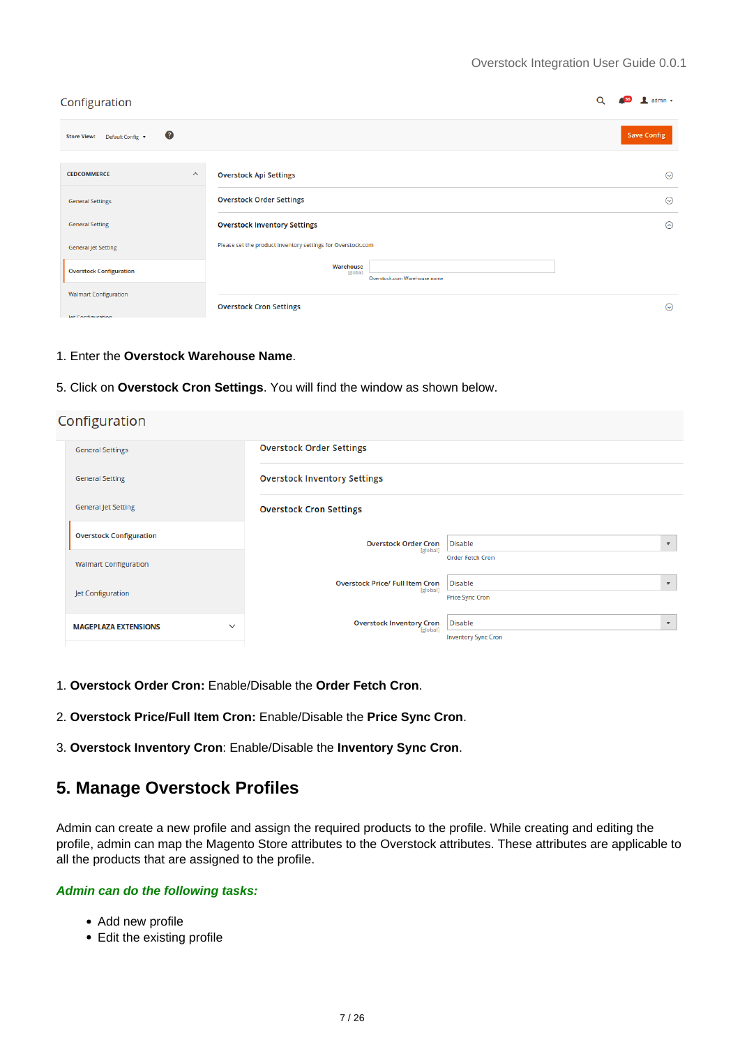1. Enter the **Overstock Warehouse Name**.

5. Click on **Overstock Cron Settings**. You will find the window as shown below.

1. **Overstock Order Cron:** Enable/Disable the **Order Fetch Cron**.

2. **Overstock Price/Full Item Cron:** Enable/Disable the **Price Sync Cron**.

3. **Overstock Inventory Cron**: Enable/Disable the **Inventory Sync Cron**.

## 5. Manage Overstock Profiles

Admin can create a new profile and assign the required products to the profile. While creating and editing the profile, admin can map the Magento Store attributes to the Overstock attributes. These attributes are applicable to all the products that are assigned to the profile.

***Admin can do the following tasks:***

- Add new profile
- Edit the existing profile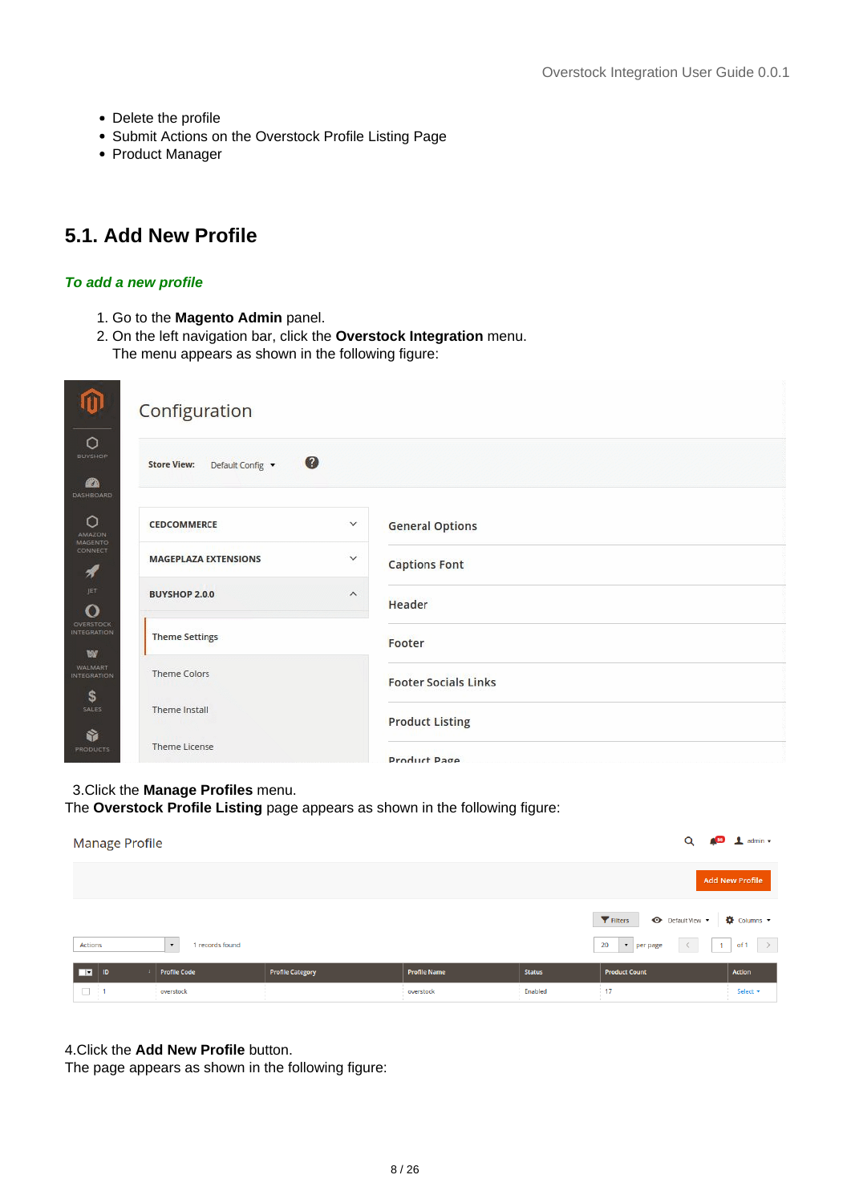- Delete the profile
- Submit Actions on the Overstock Profile Listing Page
- Product Manager

## 5.1. Add New Profile

***To add a new profile***

1. Go to the **Magento Admin** panel.
2. On the left navigation bar, click the **Overstock Integration** menu.
   The menu appears as shown in the following figure:

3.Click the **Manage Profiles** menu.
The **Overstock Profile Listing** page appears as shown in the following figure:

4.Click the **Add New Profile** button.
The page appears as shown in the following figure: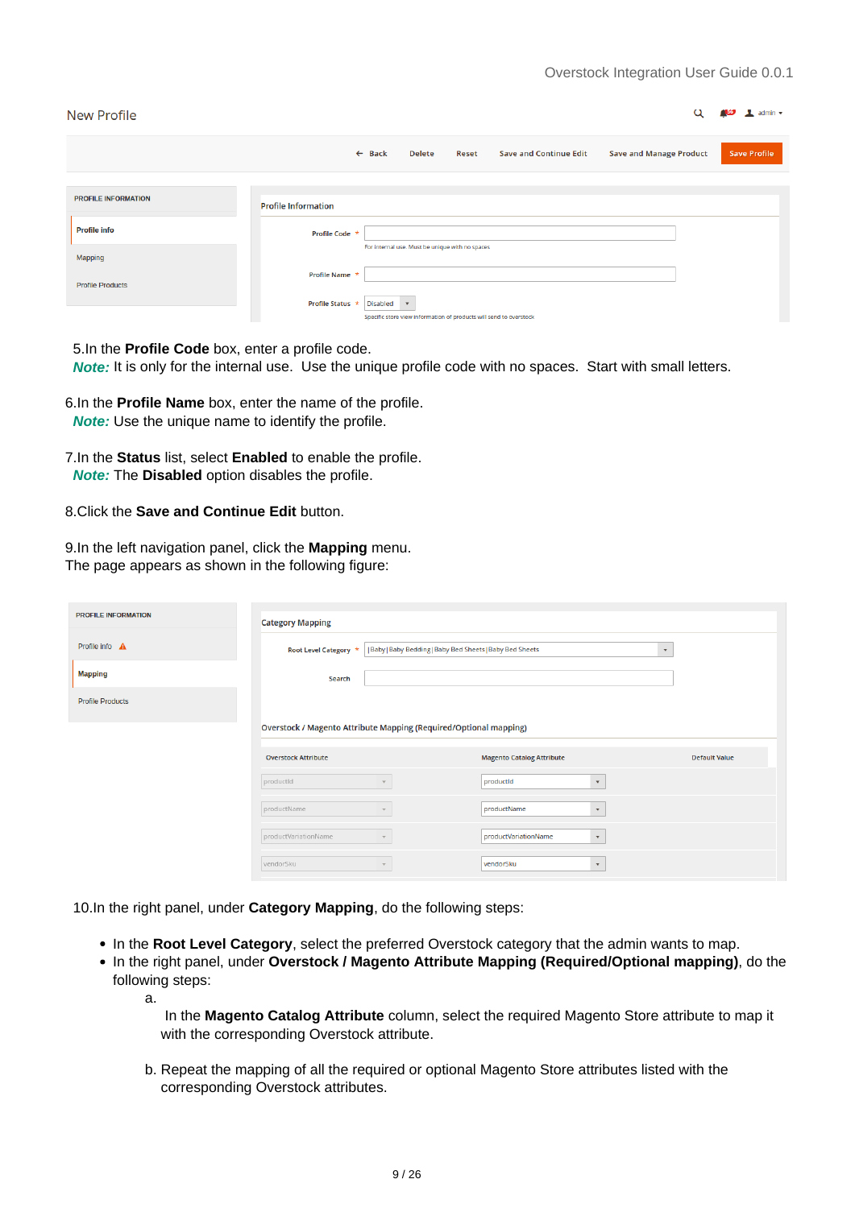New Profile

Back | Delete | Reset | Save and Continue Edit | Save and Manage Product | Save Profile

PROFILE INFORMATION

- Profile info
- Mapping
- Profile Products

Profile Information

Profile Code *
For internal use. Must be unique with no spaces

Profile Name *

Profile Status * Disabled
Specific store view information of products will send to overstock

5.In the **Profile Code** box, enter a profile code.
***Note:*** It is only for the internal use. Use the unique profile code with no spaces. Start with small letters.

6.In the **Profile Name** box, enter the name of the profile.
***Note:*** Use the unique name to identify the profile.

7.In the **Status** list, select **Enabled** to enable the profile.
***Note:*** The **Disabled** option disables the profile.

8.Click the **Save and Continue Edit** button.

9.In the left navigation panel, click the **Mapping** menu.
The page appears as shown in the following figure:

PROFILE INFORMATION

- Profile info
- Mapping
- Profile Products

Category Mapping

Root Level Category * |Baby|Baby Bedding|Baby Bed Sheets|Baby Bed Sheets

Search

Overstock / Magento Attribute Mapping (Required/Optional mapping)

| Overstock Attribute | Magento Catalog Attribute | Default Value |
|---|---|---|
| productId | productId | |
| productName | productName | |
| productVariationName | productVariationName | |
| vendorSku | vendorSku | |

10.In the right panel, under **Category Mapping**, do the following steps:

- In the **Root Level Category**, select the preferred Overstock category that the admin wants to map.
- In the right panel, under **Overstock / Magento Attribute Mapping (Required/Optional mapping)**, do the following steps:
  a. In the **Magento Catalog Attribute** column, select the required Magento Store attribute to map it with the corresponding Overstock attribute.

  b. Repeat the mapping of all the required or optional Magento Store attributes listed with the corresponding Overstock attributes.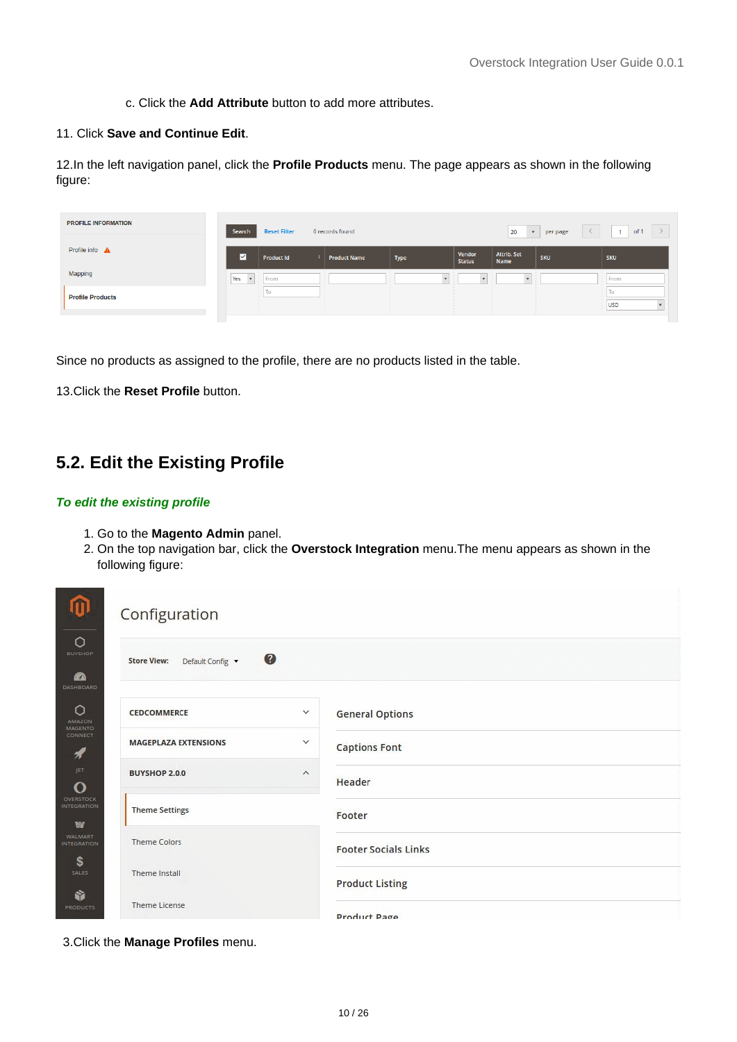c. Click the **Add Attribute** button to add more attributes.

11. Click **Save and Continue Edit**.

12.In the left navigation panel, click the **Profile Products** menu. The page appears as shown in the following figure:

Since no products as assigned to the profile, there are no products listed in the table.

13.Click the **Reset Profile** button.

## 5.2. Edit the Existing Profile

***To edit the existing profile***

1. Go to the **Magento Admin** panel.
2. On the top navigation bar, click the **Overstock Integration** menu.The menu appears as shown in the following figure:

3.Click the **Manage Profiles** menu.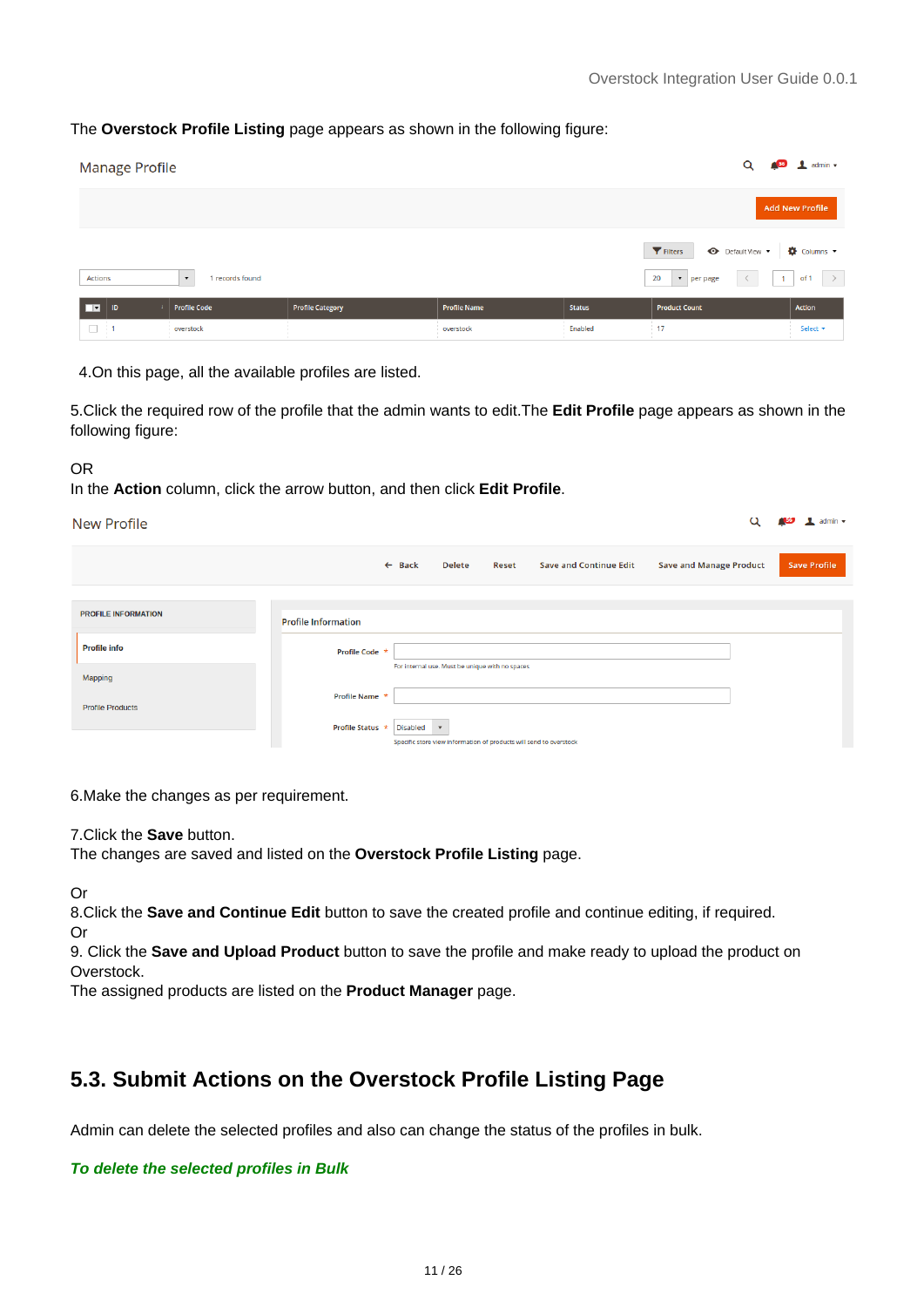The **Overstock Profile Listing** page appears as shown in the following figure:

4.On this page, all the available profiles are listed.

5.Click the required row of the profile that the admin wants to edit.The **Edit Profile** page appears as shown in the following figure:

OR
In the **Action** column, click the arrow button, and then click **Edit Profile**.

6.Make the changes as per requirement.

7.Click the **Save** button.
The changes are saved and listed on the **Overstock Profile Listing** page.

Or
8.Click the **Save and Continue Edit** button to save the created profile and continue editing, if required.
Or
9. Click the **Save and Upload Product** button to save the profile and make ready to upload the product on Overstock.
The assigned products are listed on the **Product Manager** page.

## 5.3. Submit Actions on the Overstock Profile Listing Page

Admin can delete the selected profiles and also can change the status of the profiles in bulk.

***To delete the selected profiles in Bulk***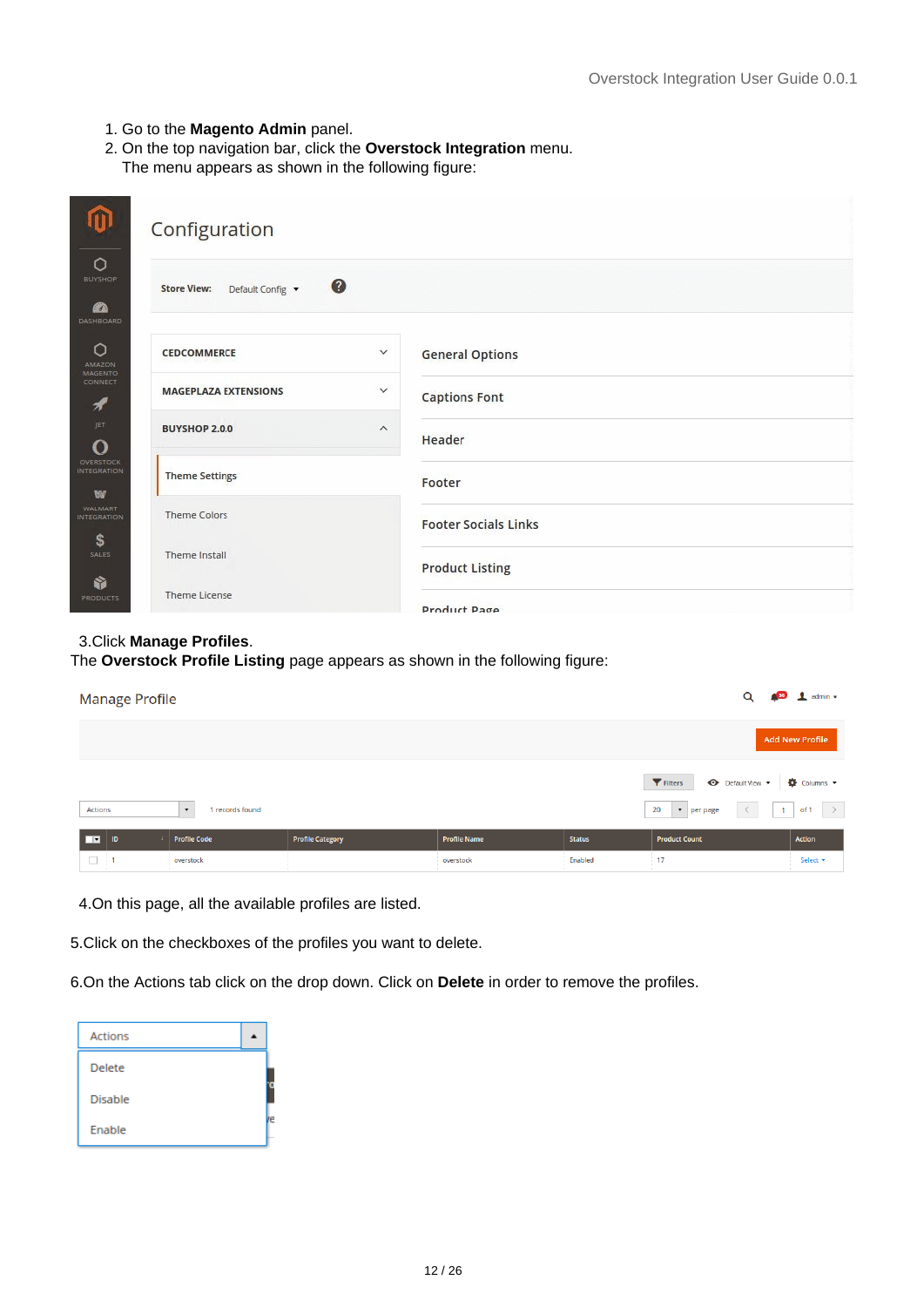1. Go to the **Magento Admin** panel.
2. On the top navigation bar, click the **Overstock Integration** menu.
   The menu appears as shown in the following figure:

3.Click **Manage Profiles**.
The **Overstock Profile Listing** page appears as shown in the following figure:

4.On this page, all the available profiles are listed.

5.Click on the checkboxes of the profiles you want to delete.

6.On the Actions tab click on the drop down. Click on **Delete** in order to remove the profiles.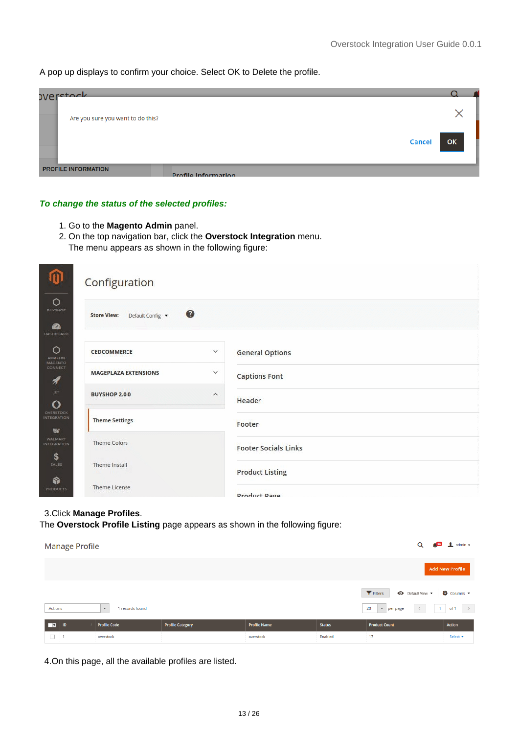A pop up displays to confirm your choice. Select OK to Delete the profile.

***To change the status of the selected profiles:***

1. Go to the **Magento Admin** panel.
2. On the top navigation bar, click the **Overstock Integration** menu.
   The menu appears as shown in the following figure:

3.Click **Manage Profiles**.
The **Overstock Profile Listing** page appears as shown in the following figure:

4.On this page, all the available profiles are listed.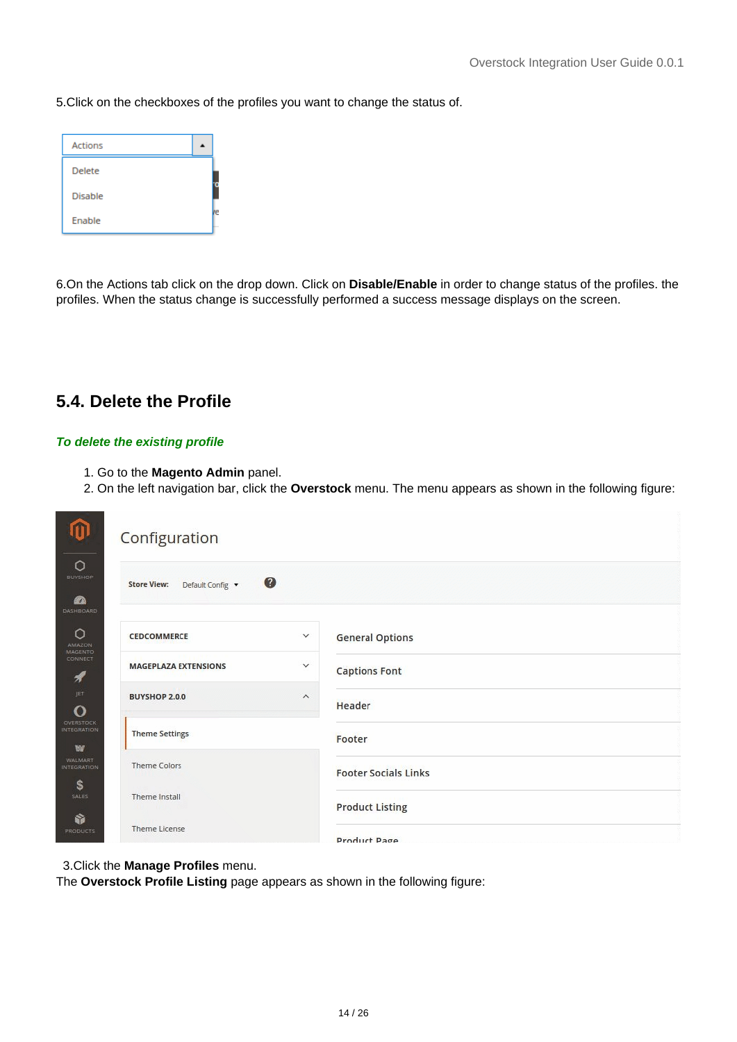5.Click on the checkboxes of the profiles you want to change the status of.

6.On the Actions tab click on the drop down. Click on **Disable/Enable** in order to change status of the profiles. the profiles. When the status change is successfully performed a success message displays on the screen.

## 5.4. Delete the Profile

***To delete the existing profile***

1. Go to the **Magento Admin** panel.
2. On the left navigation bar, click the **Overstock** menu. The menu appears as shown in the following figure:

3.Click the **Manage Profiles** menu.
The **Overstock Profile Listing** page appears as shown in the following figure: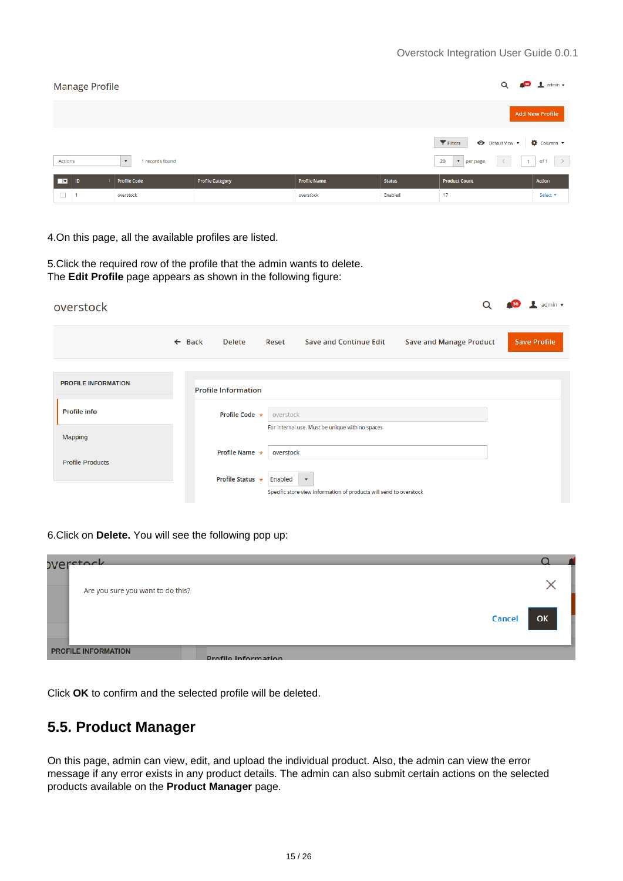4.On this page, all the available profiles are listed.

5.Click the required row of the profile that the admin wants to delete.
The **Edit Profile** page appears as shown in the following figure:

6.Click on **Delete.** You will see the following pop up:

Click **OK** to confirm and the selected profile will be deleted.

## 5.5. Product Manager

On this page, admin can view, edit, and upload the individual product. Also, the admin can view the error message if any error exists in any product details. The admin can also submit certain actions on the selected products available on the **Product Manager** page.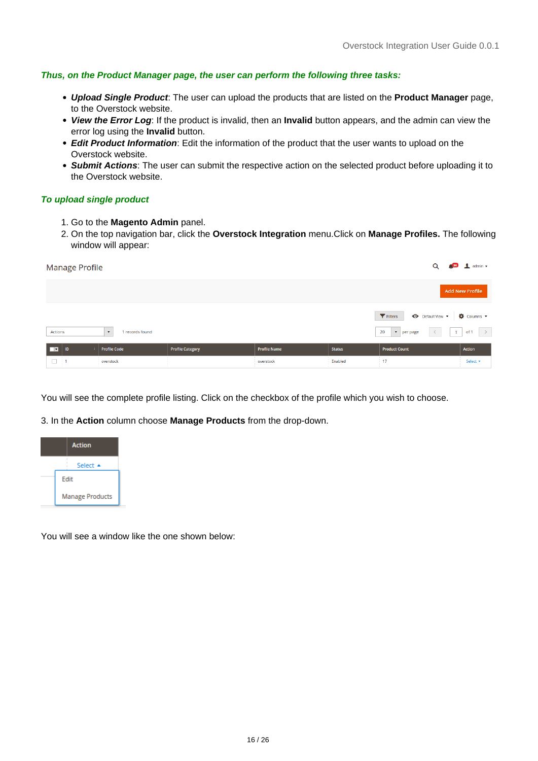***Thus, on the Product Manager page, the user can perform the following three tasks:***

- ***Upload Single Product***: The user can upload the products that are listed on the **Product Manager** page, to the Overstock website.
- ***View the Error Log***: If the product is invalid, then an **Invalid** button appears, and the admin can view the error log using the **Invalid** button.
- ***Edit Product Information***: Edit the information of the product that the user wants to upload on the Overstock website.
- ***Submit Actions***: The user can submit the respective action on the selected product before uploading it to the Overstock website.

***To upload single product***

1. Go to the **Magento Admin** panel.
2. On the top navigation bar, click the **Overstock Integration** menu.Click on **Manage Profiles.** The following window will appear:

You will see the complete profile listing. Click on the checkbox of the profile which you wish to choose.

3. In the **Action** column choose **Manage Products** from the drop-down.

You will see a window like the one shown below: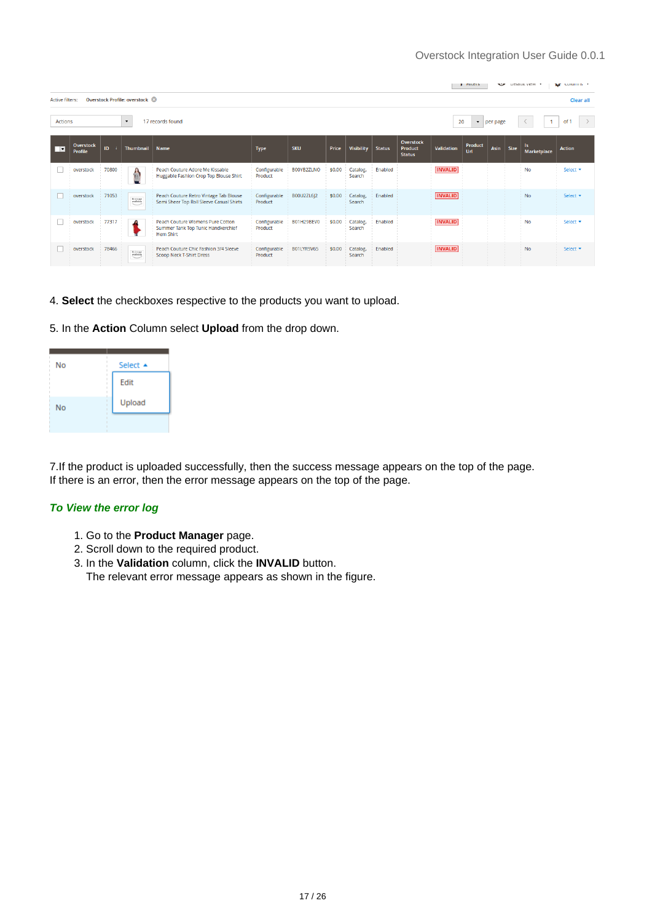4. **Select** the checkboxes respective to the products you want to upload.

5. In the **Action** Column select **Upload** from the drop down.

7.If the product is uploaded successfully, then the success message appears on the top of the page. If there is an error, then the error message appears on the top of the page.

***To View the error log***

1. Go to the **Product Manager** page.
2. Scroll down to the required product.
3. In the **Validation** column, click the **INVALID** button.
   The relevant error message appears as shown in the figure.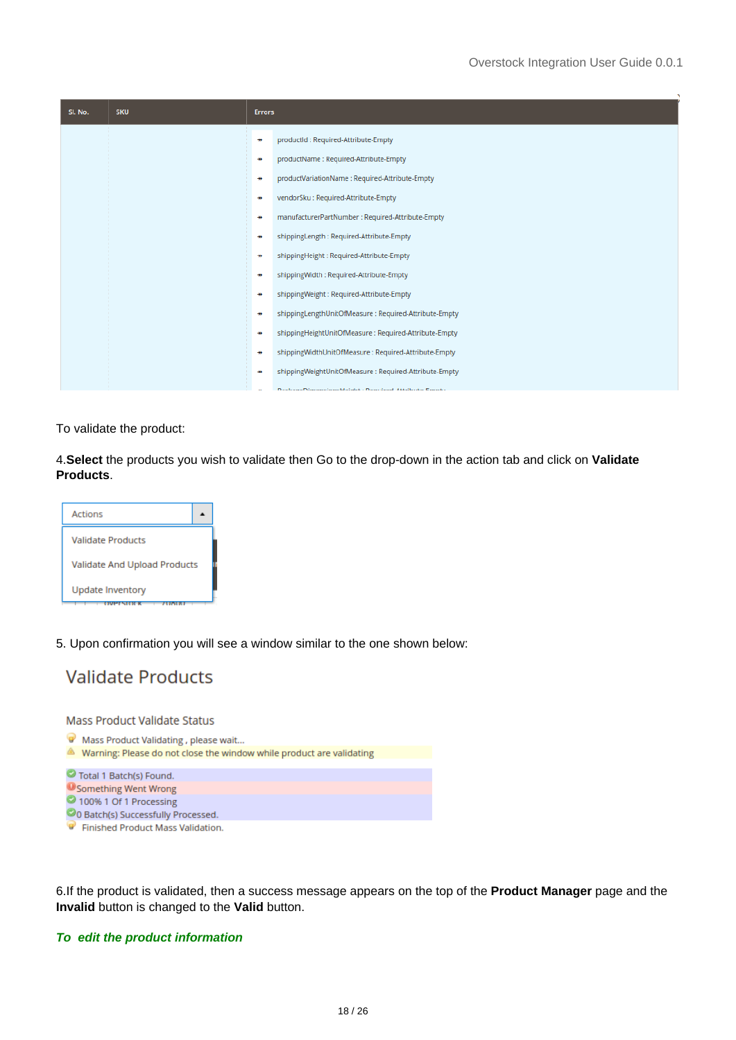| Sl. No. | SKU | Errors |
|---|---|---|
| | | productId : Required-Attribute-Empty |
| | | productName : Required-Attribute-Empty |
| | | productVariationName : Required-Attribute-Empty |
| | | vendorSku : Required-Attribute-Empty |
| | | manufacturerPartNumber : Required-Attribute-Empty |
| | | shippingLength : Required-Attribute-Empty |
| | | shippingHeight : Required-Attribute-Empty |
| | | shippingWidth : Required-Attribute-Empty |
| | | shippingWeight : Required-Attribute-Empty |
| | | shippingLengthUnitOfMeasure : Required-Attribute-Empty |
| | | shippingHeightUnitOfMeasure : Required-Attribute-Empty |
| | | shippingWidthUnitOfMeasure : Required-Attribute-Empty |
| | | shippingWeightUnitOfMeasure : Required-Attribute-Empty |

To validate the product:

4.**Select** the products you wish to validate then Go to the drop-down in the action tab and click on **Validate Products**.

Actions

- Validate Products
- Validate And Upload Products
- Update Inventory

5. Upon confirmation you will see a window similar to the one shown below:

## Validate Products

Mass Product Validate Status

Mass Product Validating , please wait...

Warning: Please do not close the window while product are validating

Total 1 Batch(s) Found.

Something Went Wrong

100% 1 Of 1 Processing

0 Batch(s) Successfully Processed.

Finished Product Mass Validation.

6.If the product is validated, then a success message appears on the top of the **Product Manager** page and the **Invalid** button is changed to the **Valid** button.

***To edit the product information***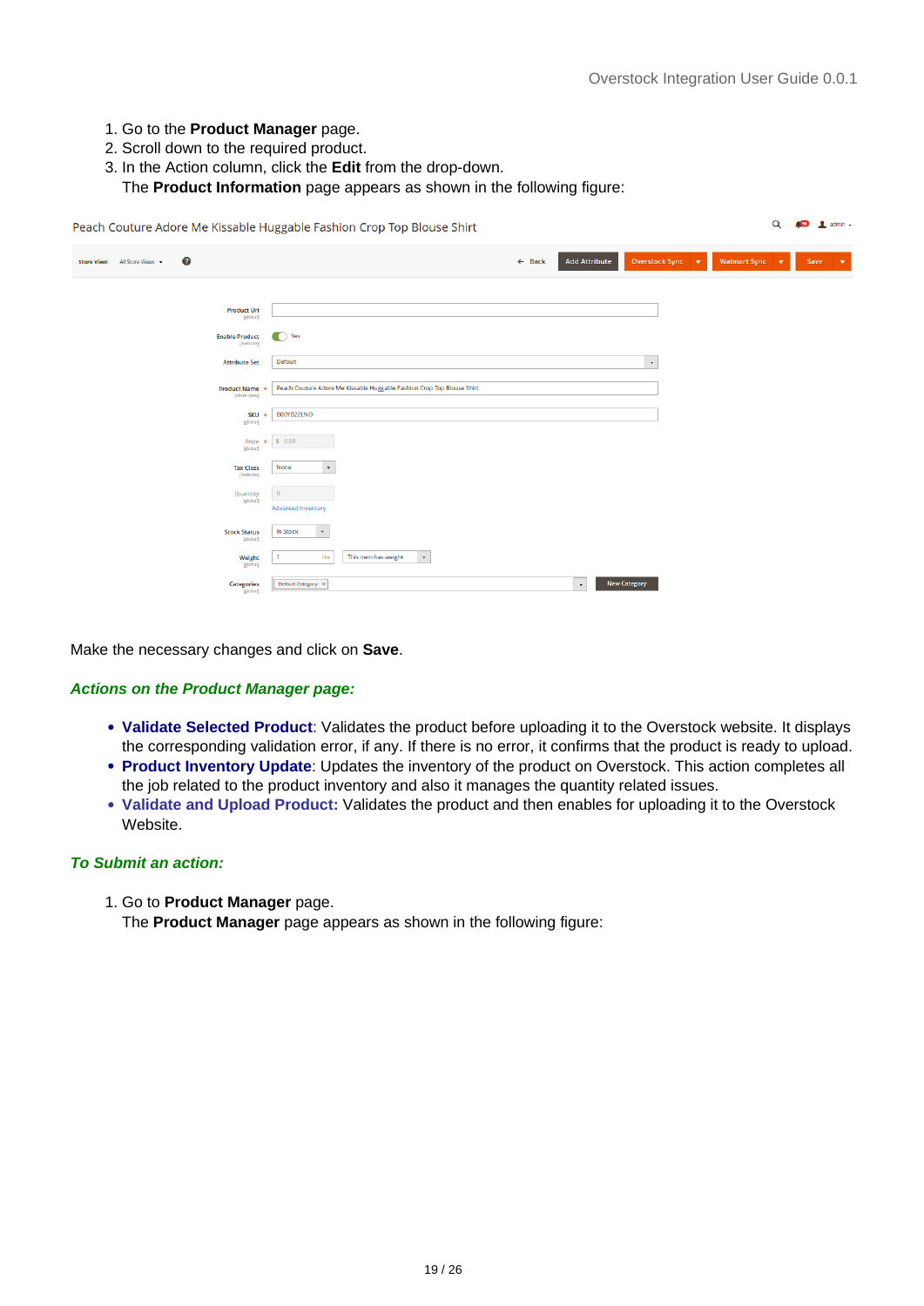1. Go to the **Product Manager** page.
2. Scroll down to the required product.
3. In the Action column, click the **Edit** from the drop-down.
   The **Product Information** page appears as shown in the following figure:

Make the necessary changes and click on **Save**.

***Actions on the Product Manager page:***

- **Validate Selected Product**: Validates the product before uploading it to the Overstock website. It displays the corresponding validation error, if any. If there is no error, it confirms that the product is ready to upload.
- **Product Inventory Update**: Updates the inventory of the product on Overstock. This action completes all the job related to the product inventory and also it manages the quantity related issues.
- **Validate and Upload Product:** Validates the product and then enables for uploading it to the Overstock Website.

***To Submit an action:***

1. Go to **Product Manager** page.
   The **Product Manager** page appears as shown in the following figure: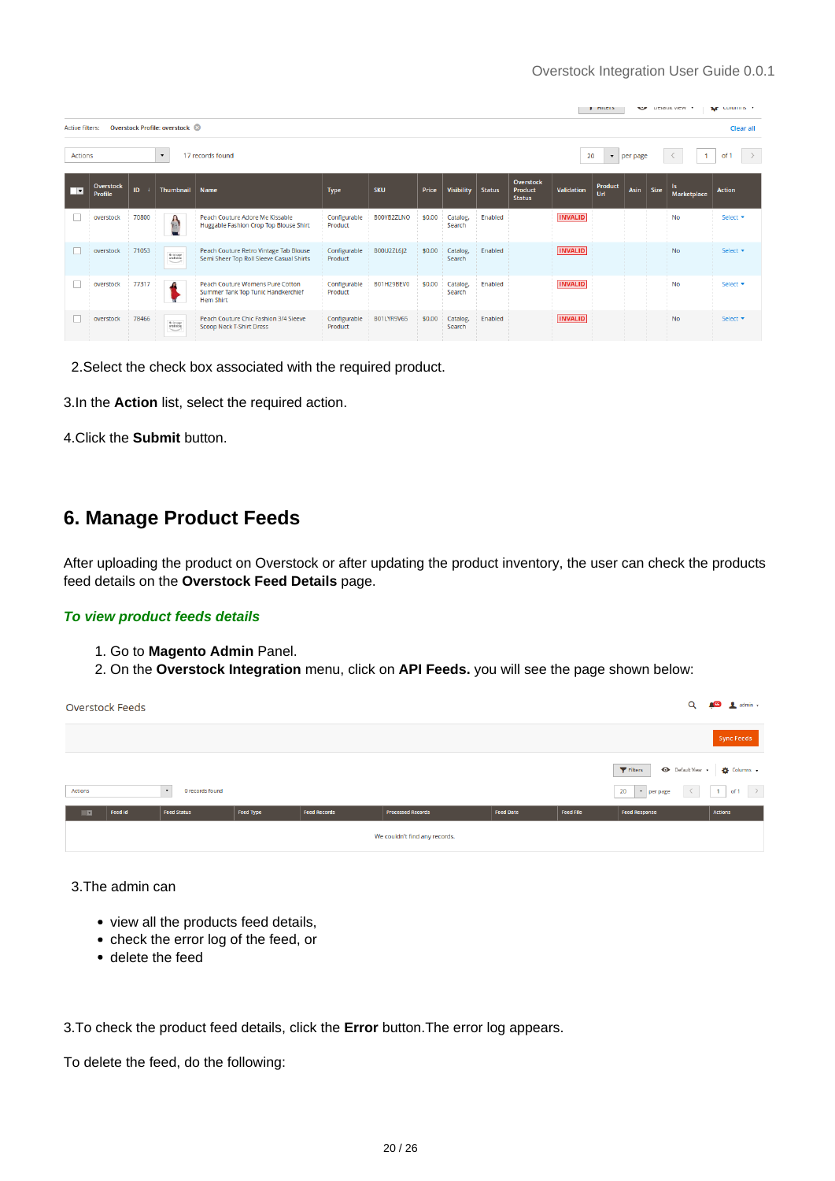2.Select the check box associated with the required product.

3.In the **Action** list, select the required action.

4.Click the **Submit** button.

## 6. Manage Product Feeds

After uploading the product on Overstock or after updating the product inventory, the user can check the products feed details on the **Overstock Feed Details** page.

### *To view product feeds details*

1. Go to **Magento Admin** Panel.
2. On the **Overstock Integration** menu, click on **API Feeds.** you will see the page shown below:

3.The admin can

- view all the products feed details,
- check the error log of the feed, or
- delete the feed

3.To check the product feed details, click the **Error** button.The error log appears.

To delete the feed, do the following: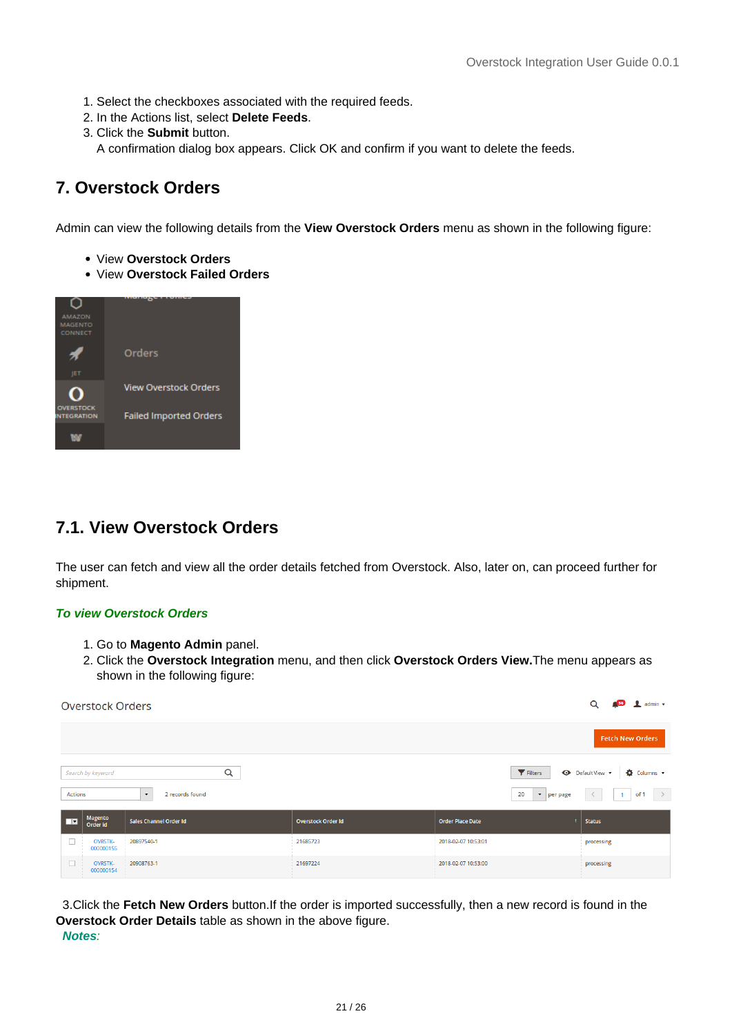1. Select the checkboxes associated with the required feeds.
2. In the Actions list, select **Delete Feeds**.
3. Click the **Submit** button.
   A confirmation dialog box appears. Click OK and confirm if you want to delete the feeds.

# 7. Overstock Orders

Admin can view the following details from the **View Overstock Orders** menu as shown in the following figure:

- View **Overstock Orders**
- View **Overstock Failed Orders**

## 7.1. View Overstock Orders

The user can fetch and view all the order details fetched from Overstock. Also, later on, can proceed further for shipment.

***To view Overstock Orders***

1. Go to **Magento Admin** panel.
2. Click the **Overstock Integration** menu, and then click **Overstock Orders View.**The menu appears as shown in the following figure:

3.Click the **Fetch New Orders** button.If the order is imported successfully, then a new record is found in the **Overstock Order Details** table as shown in the above figure.

***Notes***: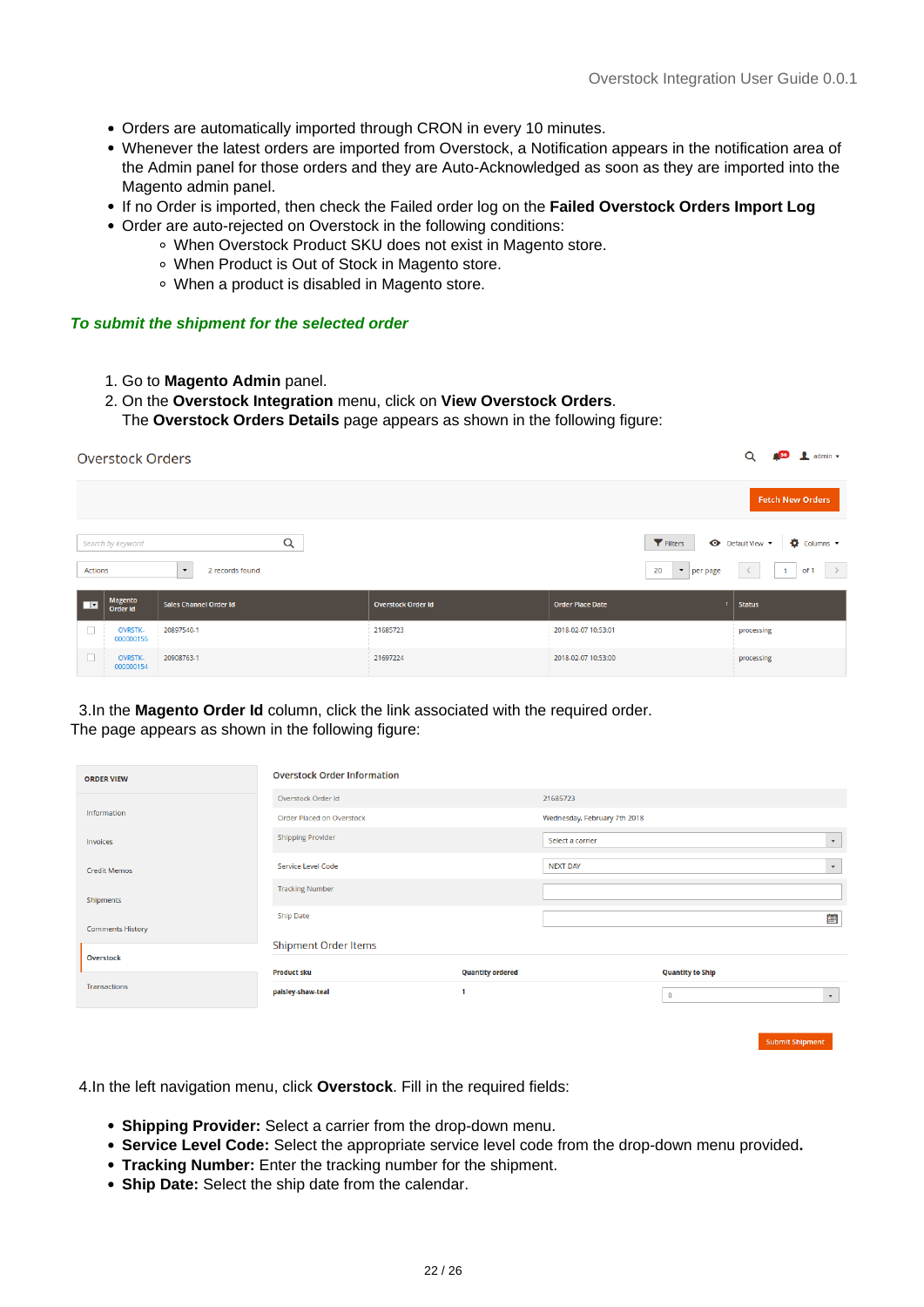- Orders are automatically imported through CRON in every 10 minutes.
- Whenever the latest orders are imported from Overstock, a Notification appears in the notification area of the Admin panel for those orders and they are Auto-Acknowledged as soon as they are imported into the Magento admin panel.
- If no Order is imported, then check the Failed order log on the **Failed Overstock Orders Import Log**
- Order are auto-rejected on Overstock in the following conditions:
  - When Overstock Product SKU does not exist in Magento store.
  - When Product is Out of Stock in Magento store.
  - When a product is disabled in Magento store.

***To submit the shipment for the selected order***

1. Go to **Magento Admin** panel.
2. On the **Overstock Integration** menu, click on **View Overstock Orders**.
   The **Overstock Orders Details** page appears as shown in the following figure:

3.In the **Magento Order Id** column, click the link associated with the required order.
The page appears as shown in the following figure:

4.In the left navigation menu, click **Overstock**. Fill in the required fields:

- **Shipping Provider:** Select a carrier from the drop-down menu.
- **Service Level Code:** Select the appropriate service level code from the drop-down menu provided**.**
- **Tracking Number:** Enter the tracking number for the shipment.
- **Ship Date:** Select the ship date from the calendar.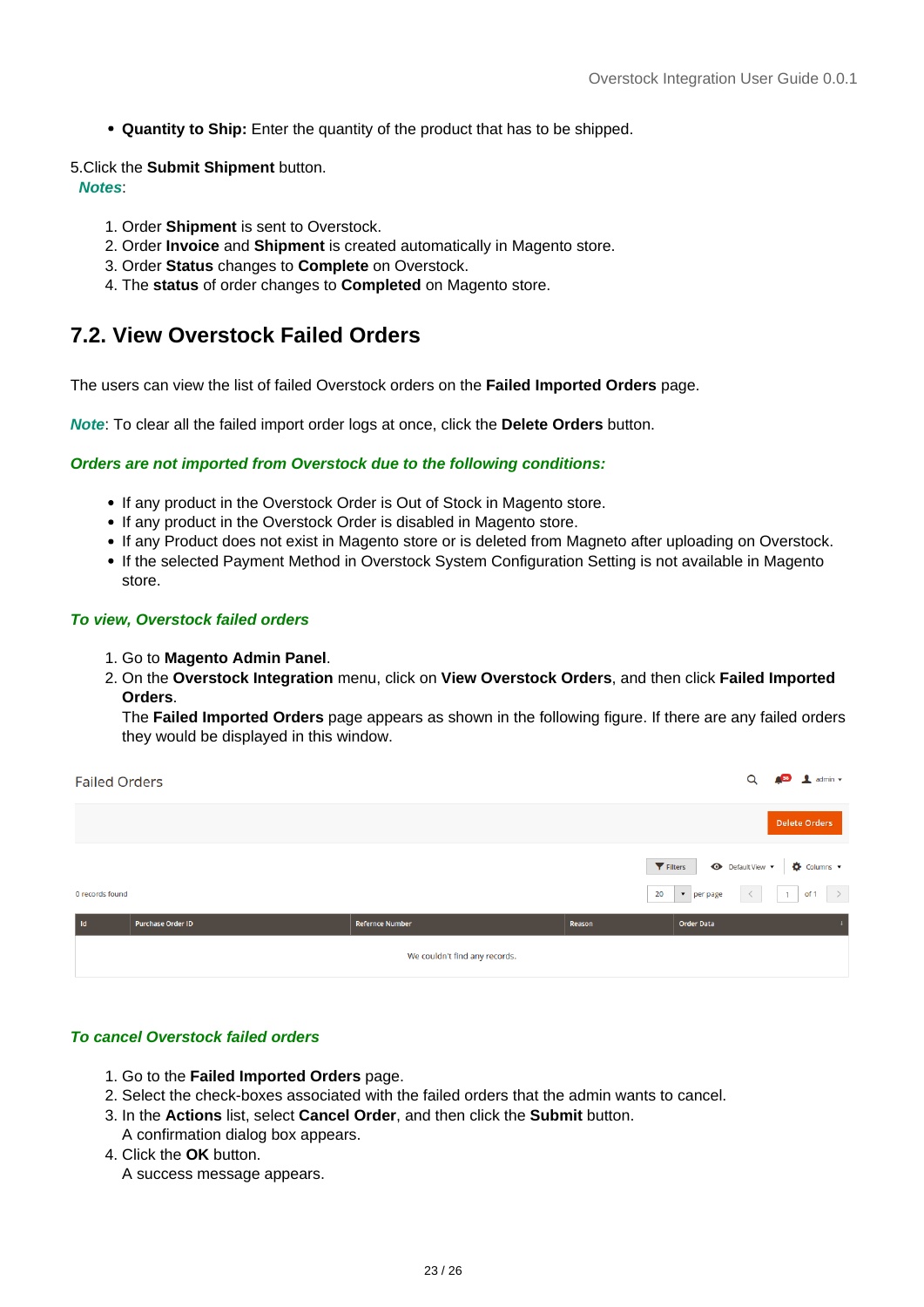- **Quantity to Ship:** Enter the quantity of the product that has to be shipped.

5.Click the **Submit Shipment** button.
***Notes***:

1. Order **Shipment** is sent to Overstock.
2. Order **Invoice** and **Shipment** is created automatically in Magento store.
3. Order **Status** changes to **Complete** on Overstock.
4. The **status** of order changes to **Completed** on Magento store.

## 7.2. View Overstock Failed Orders

The users can view the list of failed Overstock orders on the **Failed Imported Orders** page.

***Note***: To clear all the failed import order logs at once, click the **Delete Orders** button.

***Orders are not imported from Overstock due to the following conditions:***

- If any product in the Overstock Order is Out of Stock in Magento store.
- If any product in the Overstock Order is disabled in Magento store.
- If any Product does not exist in Magento store or is deleted from Magneto after uploading on Overstock.
- If the selected Payment Method in Overstock System Configuration Setting is not available in Magento store.

***To view, Overstock failed orders***

1. Go to **Magento Admin Panel**.
2. On the **Overstock Integration** menu, click on **View Overstock Orders**, and then click **Failed Imported Orders**.
   The **Failed Imported Orders** page appears as shown in the following figure. If there are any failed orders they would be displayed in this window.

***To cancel Overstock failed orders***

1. Go to the **Failed Imported Orders** page.
2. Select the check-boxes associated with the failed orders that the admin wants to cancel.
3. In the **Actions** list, select **Cancel Order**, and then click the **Submit** button.
   A confirmation dialog box appears.
4. Click the **OK** button.
   A success message appears.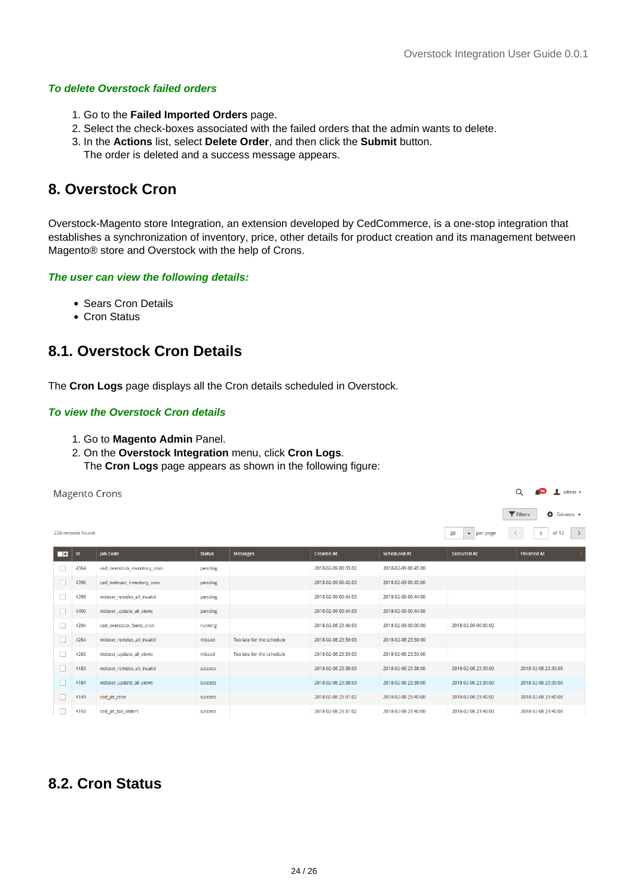### *To delete Overstock failed orders*

1. Go to the **Failed Imported Orders** page.
2. Select the check-boxes associated with the failed orders that the admin wants to delete.
3. In the **Actions** list, select **Delete Order**, and then click the **Submit** button.
   The order is deleted and a success message appears.

## 8. Overstock Cron

Overstock-Magento store Integration, an extension developed by CedCommerce, is a one-stop integration that establishes a synchronization of inventory, price, other details for product creation and its management between Magento® store and Overstock with the help of Crons.

### *The user can view the following details:*

- Sears Cron Details
- Cron Status

## 8.1. Overstock Cron Details

The **Cron Logs** page displays all the Cron details scheduled in Overstock.

### *To view the Overstock Cron details*

1. Go to **Magento Admin** Panel.
2. On the **Overstock Integration** menu, click **Cron Logs**.
   The **Cron Logs** page appears as shown in the following figure:

Magento Crons

228 records found — 20 per page — 1 of 12

| Id | Job Code | Status | Messages | Created At | Scheduled At | Executed At | Finished At |
|---|---|---|---|---|---|---|---|
| 4364 | ced_overstock_inventory_cron | pending | | 2018-02-09 00:33:02 | 2018-02-09 00:45:00 | | |
| 4396 | ced_walmart_inventory_cron | pending | | 2018-02-09 00:42:03 | 2018-02-09 00:45:00 | | |
| 4399 | indexer_reindex_all_invalid | pending | | 2018-02-09 00:44:03 | 2018-02-09 00:44:00 | | |
| 4400 | indexer_update_all_views | pending | | 2018-02-09 00:44:03 | 2018-02-09 00:44:00 | | |
| 4204 | ced_overstock_feeds_cron | running | | 2018-02-08 23:46:03 | 2018-02-09 00:00:00 | 2018-02-09 00:00:02 | |
| 4264 | indexer_reindex_all_invalid | missed | Too late for the schedule | 2018-02-08 23:59:03 | 2018-02-08 23:59:00 | | |
| 4265 | indexer_update_all_views | missed | Too late for the schedule | 2018-02-08 23:59:03 | 2018-02-08 23:59:00 | | |
| 4183 | indexer_reindex_all_invalid | success | | 2018-02-08 23:38:03 | 2018-02-08 23:38:00 | 2018-02-08 23:39:03 | 2018-02-08 23:39:03 |
| 4184 | indexer_update_all_views | success | | 2018-02-08 23:38:03 | 2018-02-08 23:38:00 | 2018-02-08 23:39:03 | 2018-02-08 23:39:03 |
| 4149 | ced_jet_cron | success | | 2018-02-08 23:31:02 | 2018-02-08 23:40:00 | 2018-02-08 23:40:02 | 2018-02-08 23:40:03 |
| 4150 | ced_jet_fail_orders | success | | 2018-02-08 23:31:02 | 2018-02-08 23:40:00 | 2018-02-08 23:40:03 | 2018-02-08 23:40:03 |

## 8.2. Cron Status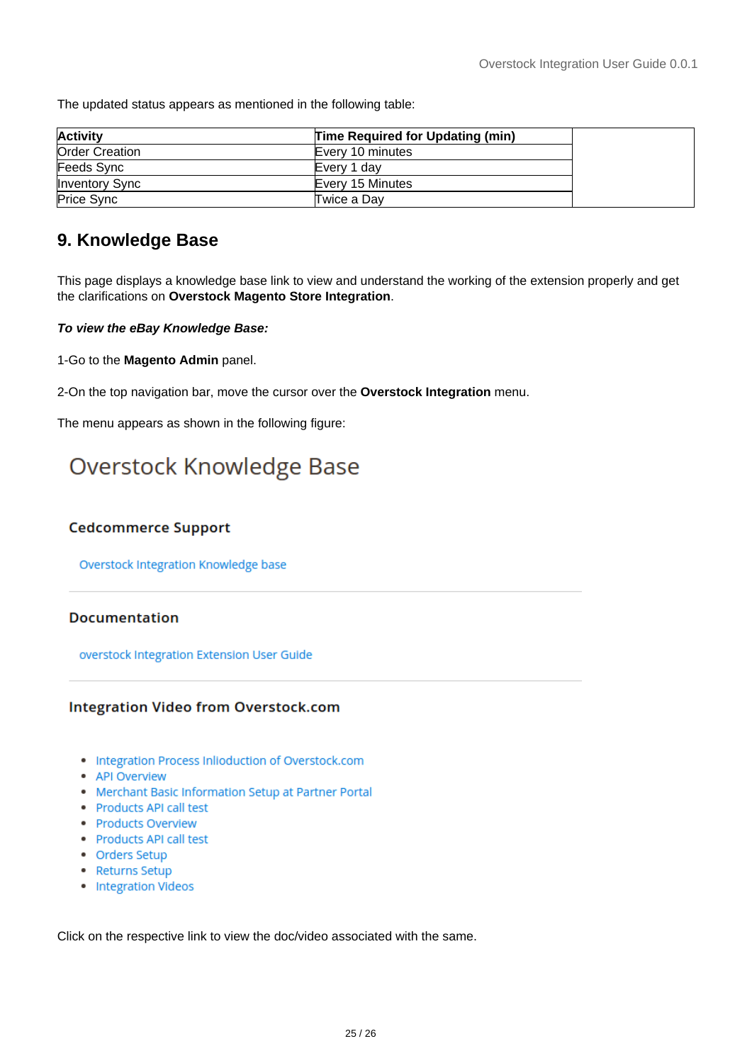The updated status appears as mentioned in the following table:

| Activity | Time Required for Updating (min) | |
|---|---|---|
| Order Creation | Every 10 minutes | |
| Feeds Sync | Every 1 day | |
| Inventory Sync | Every 15 Minutes | |
| Price Sync | Twice a Day | |

## 9. Knowledge Base

This page displays a knowledge base link to view and understand the working of the extension properly and get the clarifications on **Overstock Magento Store Integration**.

***To view the eBay Knowledge Base:***

1-Go to the **Magento Admin** panel.

2-On the top navigation bar, move the cursor over the **Overstock Integration** menu.

The menu appears as shown in the following figure:

Overstock Knowledge Base

Cedcommerce Support

Overstock Integration Knowledge base

Documentation

overstock Integration Extension User Guide

Integration Video from Overstock.com

- Integration Process Inlioduction of Overstock.com
- API Overview
- Merchant Basic Information Setup at Partner Portal
- Products API call test
- Products Overview
- Products API call test
- Orders Setup
- Returns Setup
- Integration Videos

Click on the respective link to view the doc/video associated with the same.